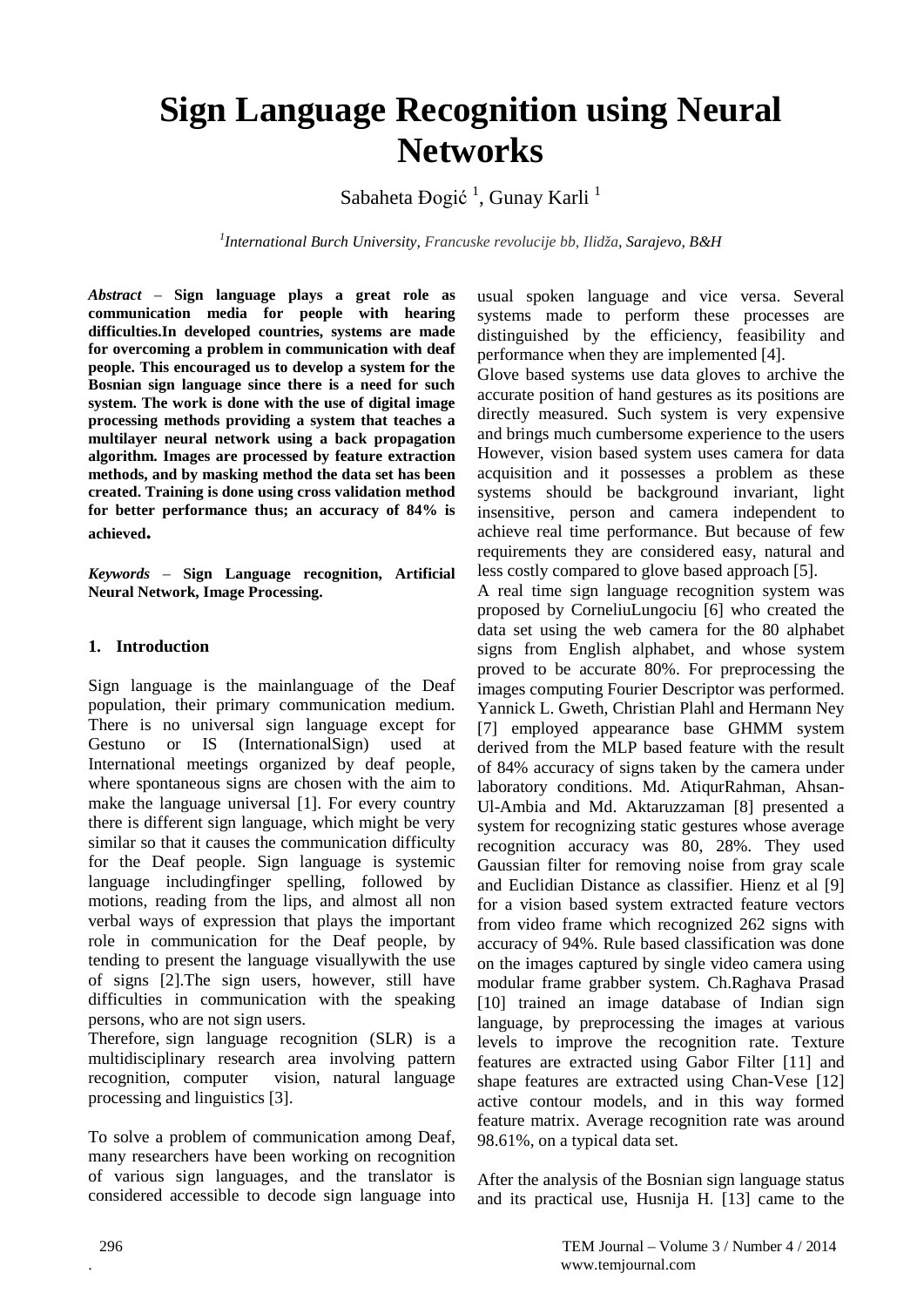# Sign Language Recognition using Neural Networks

Sabaheta Đogić [1], Gunay Karli [1]

[1]*International Burch University, Francuske revolucije bb, Ilidža, Sarajevo, B&H*

***Abstract*** – **Sign language plays a great role as communication media for people with hearing difficulties.In developed countries, systems are made for overcoming a problem in communication with deaf people. This encouraged us to develop a system for the Bosnian sign language since there is a need for such system. The work is done with the use of digital image processing methods providing a system that teaches a multilayer neural network using a back propagation algorithm. Images are processed by feature extraction methods, and by masking method the data set has been created. Training is done using cross validation method for better performance thus; an accuracy of 84% is achieved.**

***Keywords*** – **Sign Language recognition, Artificial Neural Network, Image Processing.**

## 1. Introduction

Sign language is the mainlanguage of the Deaf population, their primary communication medium. There is no universal sign language except for Gestuno or IS (InternationalSign) used at International meetings organized by deaf people, where spontaneous signs are chosen with the aim to make the language universal [1]. For every country there is different sign language, which might be very similar so that it causes the communication difficulty for the Deaf people. Sign language is systemic language includingfinger spelling, followed by motions, reading from the lips, and almost all non verbal ways of expression that plays the important role in communication for the Deaf people, by tending to present the language visuallywith the use of signs [2].The sign users, however, still have difficulties in communication with the speaking persons, who are not sign users.

Therefore, sign language recognition (SLR) is a multidisciplinary research area involving pattern recognition, computer vision, natural language processing and linguistics [3].

To solve a problem of communication among Deaf, many researchers have been working on recognition of various sign languages, and the translator is considered accessible to decode sign language into usual spoken language and vice versa. Several systems made to perform these processes are distinguished by the efficiency, feasibility and performance when they are implemented [4].

Glove based systems use data gloves to archive the accurate position of hand gestures as its positions are directly measured. Such system is very expensive and brings much cumbersome experience to the users However, vision based system uses camera for data acquisition and it possesses a problem as these systems should be background invariant, light insensitive, person and camera independent to achieve real time performance. But because of few requirements they are considered easy, natural and less costly compared to glove based approach [5].

A real time sign language recognition system was proposed by CorneliuLungociu [6] who created the data set using the web camera for the 80 alphabet signs from English alphabet, and whose system proved to be accurate 80%. For preprocessing the images computing Fourier Descriptor was performed. Yannick L. Gweth, Christian Plahl and Hermann Ney [7] employed appearance base GHMM system derived from the MLP based feature with the result of 84% accuracy of signs taken by the camera under laboratory conditions. Md. AtiqurRahman, Ahsan-Ul-Ambia and Md. Aktaruzzaman [8] presented a system for recognizing static gestures whose average recognition accuracy was 80, 28%. They used Gaussian filter for removing noise from gray scale and Euclidian Distance as classifier. Hienz et al [9] for a vision based system extracted feature vectors from video frame which recognized 262 signs with accuracy of 94%. Rule based classification was done on the images captured by single video camera using modular frame grabber system. Ch.Raghava Prasad [10] trained an image database of Indian sign language, by preprocessing the images at various levels to improve the recognition rate. Texture features are extracted using Gabor Filter [11] and shape features are extracted using Chan-Vese [12] active contour models, and in this way formed feature matrix. Average recognition rate was around 98.61%, on a typical data set.

After the analysis of the Bosnian sign language status and its practical use, Husnija H. [13] came to the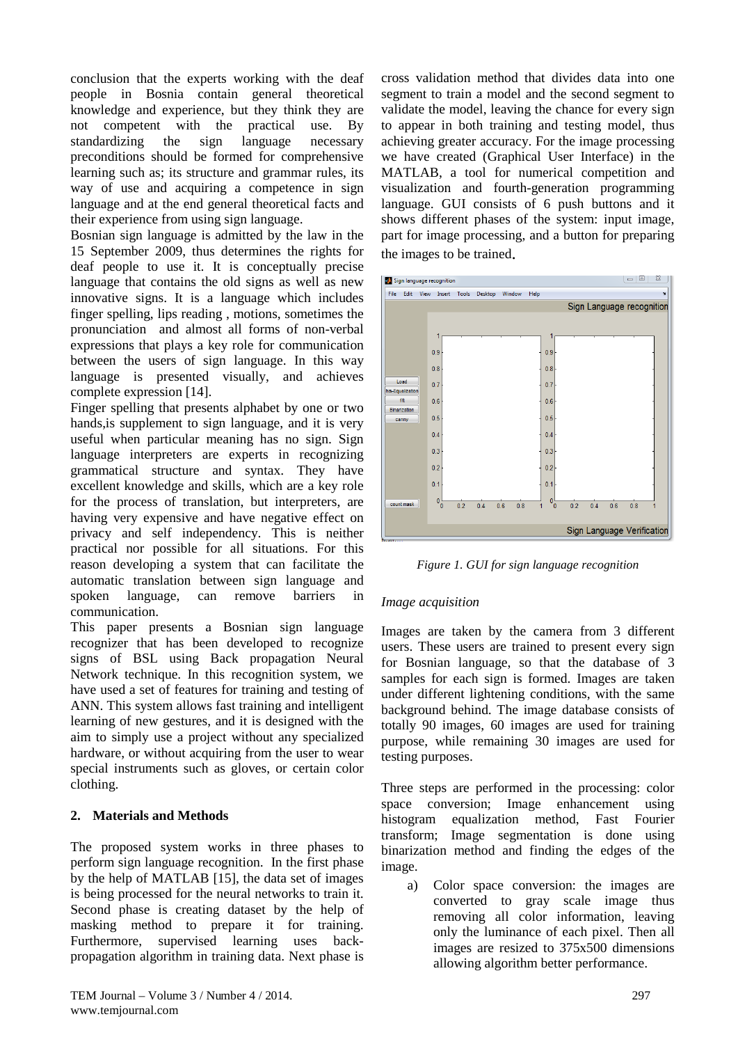conclusion that the experts working with the deaf people in Bosnia contain general theoretical knowledge and experience, but they think they are not competent with the practical use. By standardizing the sign language necessary preconditions should be formed for comprehensive learning such as; its structure and grammar rules, its way of use and acquiring a competence in sign language and at the end general theoretical facts and their experience from using sign language.

Bosnian sign language is admitted by the law in the 15 September 2009, thus determines the rights for deaf people to use it. It is conceptually precise language that contains the old signs as well as new innovative signs. It is a language which includes finger spelling, lips reading , motions, sometimes the pronunciation and almost all forms of non-verbal expressions that plays a key role for communication between the users of sign language. In this way language is presented visually, and achieves complete expression [14].

Finger spelling that presents alphabet by one or two hands,is supplement to sign language, and it is very useful when particular meaning has no sign. Sign language interpreters are experts in recognizing grammatical structure and syntax. They have excellent knowledge and skills, which are a key role for the process of translation, but interpreters, are having very expensive and have negative effect on privacy and self independency. This is neither practical nor possible for all situations. For this reason developing a system that can facilitate the automatic translation between sign language and spoken language, can remove barriers in communication.

This paper presents a Bosnian sign language recognizer that has been developed to recognize signs of BSL using Back propagation Neural Network technique. In this recognition system, we have used a set of features for training and testing of ANN. This system allows fast training and intelligent learning of new gestures, and it is designed with the aim to simply use a project without any specialized hardware, or without acquiring from the user to wear special instruments such as gloves, or certain color clothing.

## 2. Materials and Methods

The proposed system works in three phases to perform sign language recognition. In the first phase by the help of MATLAB [15], the data set of images is being processed for the neural networks to train it. Second phase is creating dataset by the help of masking method to prepare it for training. Furthermore, supervised learning uses back-propagation algorithm in training data. Next phase is cross validation method that divides data into one segment to train a model and the second segment to validate the model, leaving the chance for every sign to appear in both training and testing model, thus achieving greater accuracy. For the image processing we have created (Graphical User Interface) in the MATLAB, a tool for numerical competition and visualization and fourth-generation programming language. GUI consists of 6 push buttons and it shows different phases of the system: input image, part for image processing, and a button for preparing the images to be trained.

*Figure 1. GUI for sign language recognition*

*Image acquisition*

Images are taken by the camera from 3 different users. These users are trained to present every sign for Bosnian language, so that the database of 3 samples for each sign is formed. Images are taken under different lightening conditions, with the same background behind. The image database consists of totally 90 images, 60 images are used for training purpose, while remaining 30 images are used for testing purposes.

Three steps are performed in the processing: color space conversion; Image enhancement using histogram equalization method, Fast Fourier transform; Image segmentation is done using binarization method and finding the edges of the image.

a) Color space conversion: the images are converted to gray scale image thus removing all color information, leaving only the luminance of each pixel. Then all images are resized to 375x500 dimensions allowing algorithm better performance.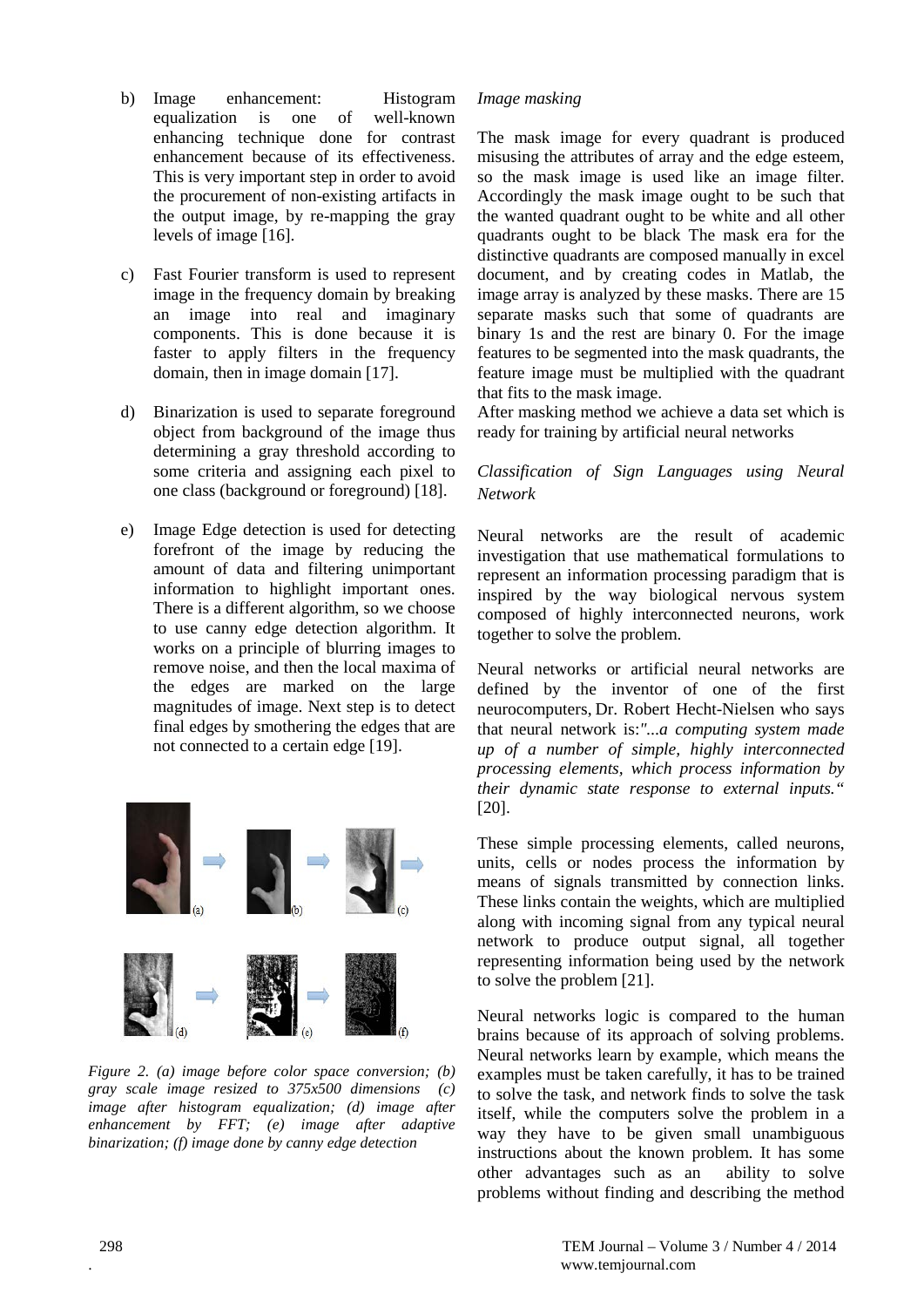b) Image enhancement: Histogram equalization is one of well-known enhancing technique done for contrast enhancement because of its effectiveness. This is very important step in order to avoid the procurement of non-existing artifacts in the output image, by re-mapping the gray levels of image [16].

c) Fast Fourier transform is used to represent image in the frequency domain by breaking an image into real and imaginary components. This is done because it is faster to apply filters in the frequency domain, then in image domain [17].

d) Binarization is used to separate foreground object from background of the image thus determining a gray threshold according to some criteria and assigning each pixel to one class (background or foreground) [18].

e) Image Edge detection is used for detecting forefront of the image by reducing the amount of data and filtering unimportant information to highlight important ones. There is a different algorithm, so we choose to use canny edge detection algorithm. It works on a principle of blurring images to remove noise, and then the local maxima of the edges are marked on the large magnitudes of image. Next step is to detect final edges by smothering the edges that are not connected to a certain edge [19].

*Figure 2. (a) image before color space conversion; (b) gray scale image resized to 375x500 dimensions (c) image after histogram equalization; (d) image after enhancement by FFT; (e) image after adaptive binarization; (f) image done by canny edge detection*

*Image masking*

The mask image for every quadrant is produced misusing the attributes of array and the edge esteem, so the mask image is used like an image filter. Accordingly the mask image ought to be such that the wanted quadrant ought to be white and all other quadrants ought to be black The mask era for the distinctive quadrants are composed manually in excel document, and by creating codes in Matlab, the image array is analyzed by these masks. There are 15 separate masks such that some of quadrants are binary 1s and the rest are binary 0. For the image features to be segmented into the mask quadrants, the feature image must be multiplied with the quadrant that fits to the mask image.

After masking method we achieve a data set which is ready for training by artificial neural networks

*Classification of Sign Languages using Neural Network*

Neural networks are the result of academic investigation that use mathematical formulations to represent an information processing paradigm that is inspired by the way biological nervous system composed of highly interconnected neurons, work together to solve the problem.

Neural networks or artificial neural networks are defined by the inventor of one of the first neurocomputers, Dr. Robert Hecht-Nielsen who says that neural network is:*"...a computing system made up of a number of simple, highly interconnected processing elements, which process information by their dynamic state response to external inputs."* [20].

These simple processing elements, called neurons, units, cells or nodes process the information by means of signals transmitted by connection links. These links contain the weights, which are multiplied along with incoming signal from any typical neural network to produce output signal, all together representing information being used by the network to solve the problem [21].

Neural networks logic is compared to the human brains because of its approach of solving problems. Neural networks learn by example, which means the examples must be taken carefully, it has to be trained to solve the task, and network finds to solve the task itself, while the computers solve the problem in a way they have to be given small unambiguous instructions about the known problem. It has some other advantages such as an ability to solve problems without finding and describing the method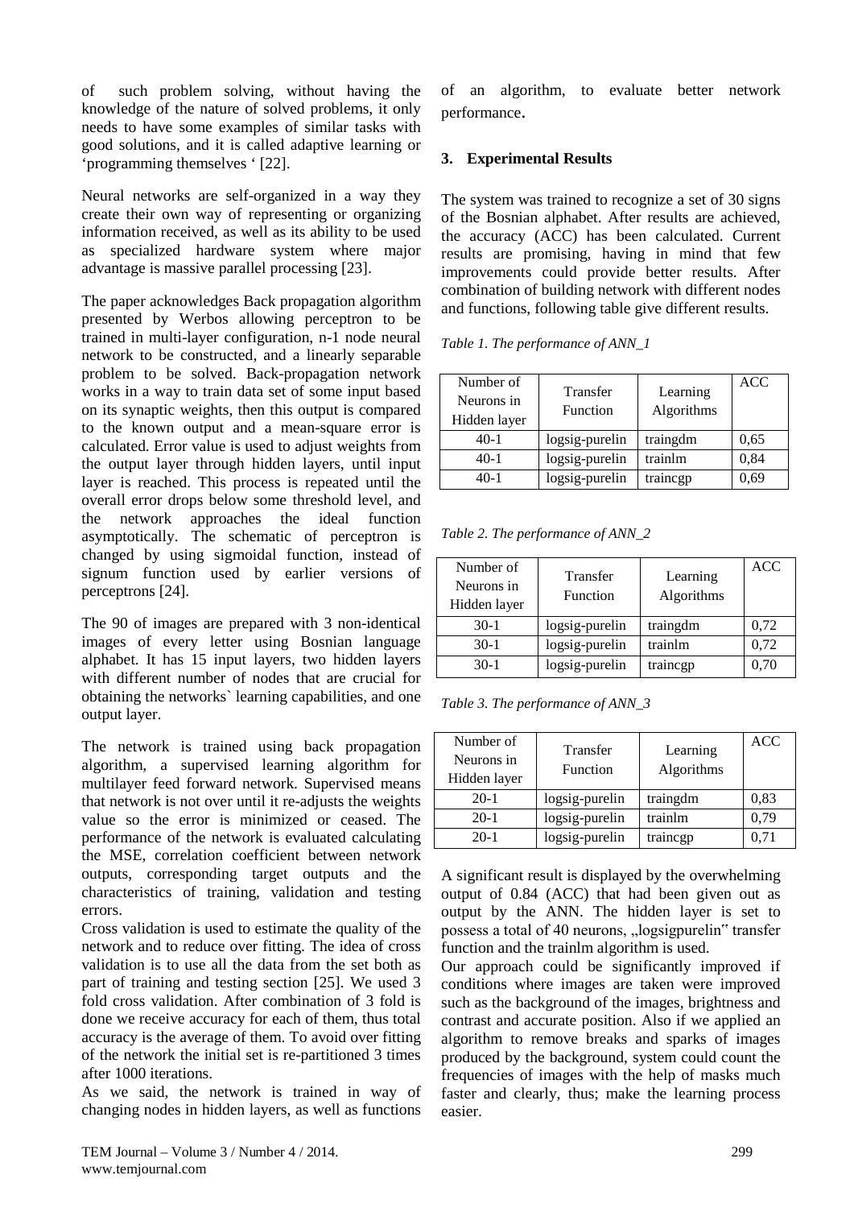of such problem solving, without having the knowledge of the nature of solved problems, it only needs to have some examples of similar tasks with good solutions, and it is called adaptive learning or 'programming themselves ' [22].

Neural networks are self-organized in a way they create their own way of representing or organizing information received, as well as its ability to be used as specialized hardware system where major advantage is massive parallel processing [23].

The paper acknowledges Back propagation algorithm presented by Werbos allowing perceptron to be trained in multi-layer configuration, n-1 node neural network to be constructed, and a linearly separable problem to be solved. Back-propagation network works in a way to train data set of some input based on its synaptic weights, then this output is compared to the known output and a mean-square error is calculated. Error value is used to adjust weights from the output layer through hidden layers, until input layer is reached. This process is repeated until the overall error drops below some threshold level, and the network approaches the ideal function asymptotically. The schematic of perceptron is changed by using sigmoidal function, instead of signum function used by earlier versions of perceptrons [24].

The 90 of images are prepared with 3 non-identical images of every letter using Bosnian language alphabet. It has 15 input layers, two hidden layers with different number of nodes that are crucial for obtaining the networks` learning capabilities, and one output layer.

The network is trained using back propagation algorithm, a supervised learning algorithm for multilayer feed forward network. Supervised means that network is not over until it re-adjusts the weights value so the error is minimized or ceased. The performance of the network is evaluated calculating the MSE, correlation coefficient between network outputs, corresponding target outputs and the characteristics of training, validation and testing errors.

Cross validation is used to estimate the quality of the network and to reduce over fitting. The idea of cross validation is to use all the data from the set both as part of training and testing section [25]. We used 3 fold cross validation. After combination of 3 fold is done we receive accuracy for each of them, thus total accuracy is the average of them. To avoid over fitting of the network the initial set is re-partitioned 3 times after 1000 iterations.

As we said, the network is trained in way of changing nodes in hidden layers, as well as functions of an algorithm, to evaluate better network performance.

## 3. Experimental Results

The system was trained to recognize a set of 30 signs of the Bosnian alphabet. After results are achieved, the accuracy (ACC) has been calculated. Current results are promising, having in mind that few improvements could provide better results. After combination of building network with different nodes and functions, following table give different results.

*Table 1. The performance of ANN_1*

| Number of Neurons in Hidden layer | Transfer Function | Learning Algorithms | ACC |
|---|---|---|---|
| 40-1 | logsig-purelin | traingdm | 0,65 |
| 40-1 | logsig-purelin | trainlm | 0,84 |
| 40-1 | logsig-purelin | traincgp | 0,69 |

*Table 2. The performance of ANN_2*

| Number of Neurons in Hidden layer | Transfer Function | Learning Algorithms | ACC |
|---|---|---|---|
| 30-1 | logsig-purelin | traingdm | 0,72 |
| 30-1 | logsig-purelin | trainlm | 0,72 |
| 30-1 | logsig-purelin | traincgp | 0,70 |

*Table 3. The performance of ANN_3*

| Number of Neurons in Hidden layer | Transfer Function | Learning Algorithms | ACC |
|---|---|---|---|
| 20-1 | logsig-purelin | traingdm | 0,83 |
| 20-1 | logsig-purelin | trainlm | 0,79 |
| 20-1 | logsig-purelin | traincgp | 0,71 |

A significant result is displayed by the overwhelming output of 0.84 (ACC) that had been given out as output by the ANN. The hidden layer is set to possess a total of 40 neurons, „logsigpurelin" transfer function and the trainlm algorithm is used.

Our approach could be significantly improved if conditions where images are taken were improved such as the background of the images, brightness and contrast and accurate position. Also if we applied an algorithm to remove breaks and sparks of images produced by the background, system could count the frequencies of images with the help of masks much faster and clearly, thus; make the learning process easier.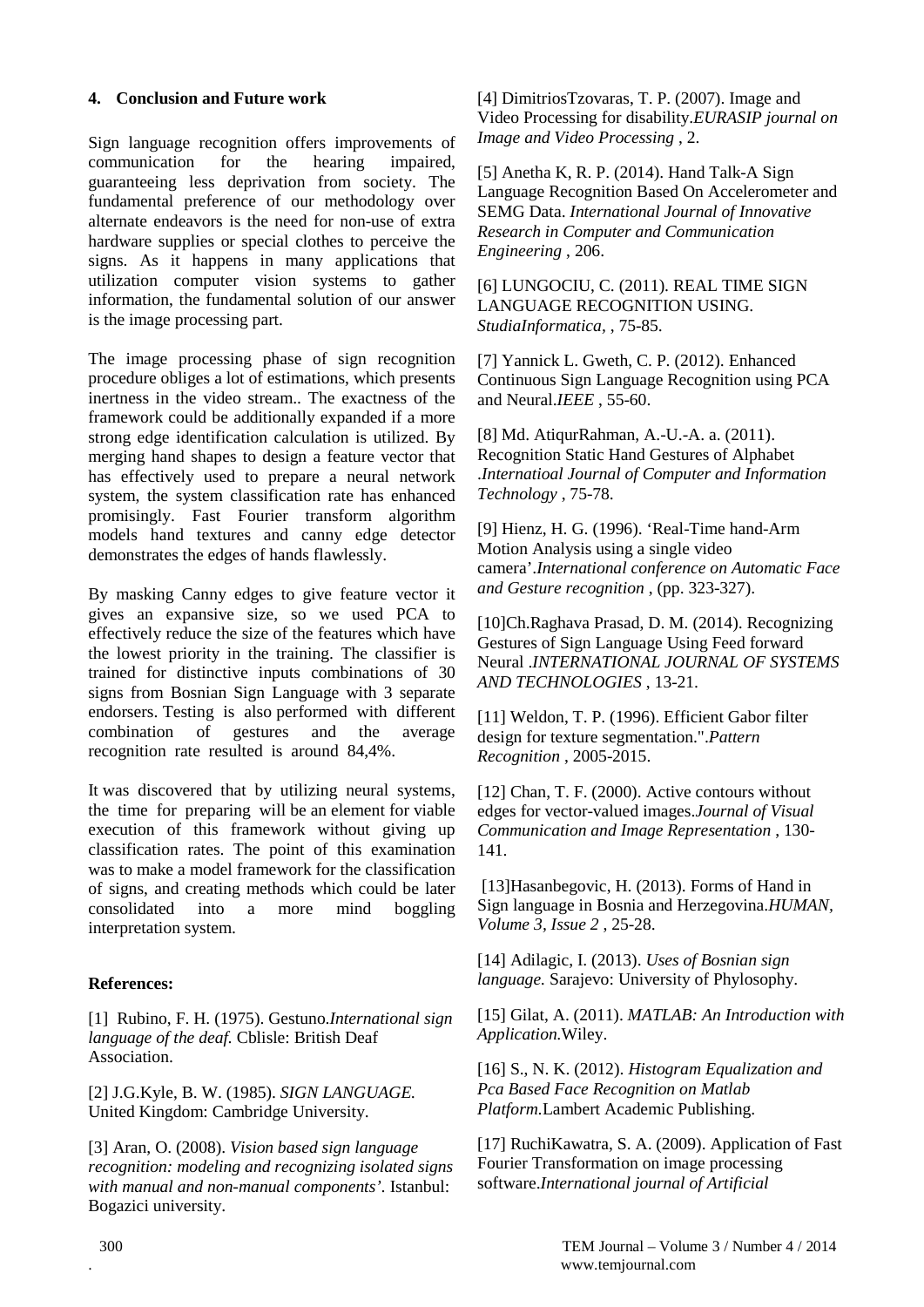## 4. Conclusion and Future work

Sign language recognition offers improvements of communication for the hearing impaired, guaranteeing less deprivation from society. The fundamental preference of our methodology over alternate endeavors is the need for non-use of extra hardware supplies or special clothes to perceive the signs. As it happens in many applications that utilization computer vision systems to gather information, the fundamental solution of our answer is the image processing part.

The image processing phase of sign recognition procedure obliges a lot of estimations, which presents inertness in the video stream.. The exactness of the framework could be additionally expanded if a more strong edge identification calculation is utilized. By merging hand shapes to design a feature vector that has effectively used to prepare a neural network system, the system classification rate has enhanced promisingly. Fast Fourier transform algorithm models hand textures and canny edge detector demonstrates the edges of hands flawlessly.

By masking Canny edges to give feature vector it gives an expansive size, so we used PCA to effectively reduce the size of the features which have the lowest priority in the training. The classifier is trained for distinctive inputs combinations of 30 signs from Bosnian Sign Language with 3 separate endorsers. Testing is also performed with different combination of gestures and the average recognition rate resulted is around 84,4%.

It was discovered that by utilizing neural systems, the time for preparing will be an element for viable execution of this framework without giving up classification rates. The point of this examination was to make a model framework for the classification of signs, and creating methods which could be later consolidated into a more mind boggling interpretation system.

### References:

[1] Rubino, F. H. (1975). Gestuno.*International sign language of the deaf.* Cblisle: British Deaf Association.

[2] J.G.Kyle, B. W. (1985). *SIGN LANGUAGE.* United Kingdom: Cambridge University.

[3] Aran, O. (2008). *Vision based sign language recognition: modeling and recognizing isolated signs with manual and non-manual components'.* Istanbul: Bogazici university.

[4] DimitriosTzovaras, T. P. (2007). Image and Video Processing for disability.*EURASIP journal on Image and Video Processing* , 2.

[5] Anetha K, R. P. (2014). Hand Talk-A Sign Language Recognition Based On Accelerometer and SEMG Data. *International Journal of Innovative Research in Computer and Communication Engineering* , 206.

[6] LUNGOCIU, C. (2011). REAL TIME SIGN LANGUAGE RECOGNITION USING. *StudiaInformatica,* , 75-85.

[7] Yannick L. Gweth, C. P. (2012). Enhanced Continuous Sign Language Recognition using PCA and Neural.*IEEE* , 55-60.

[8] Md. AtiqurRahman, A.-U.-A. a. (2011). Recognition Static Hand Gestures of Alphabet .*Internatioal Journal of Computer and Information Technology* , 75-78.

[9] Hienz, H. G. (1996). 'Real-Time hand-Arm Motion Analysis using a single video camera'.*International conference on Automatic Face and Gesture recognition* , (pp. 323-327).

[10]Ch.Raghava Prasad, D. M. (2014). Recognizing Gestures of Sign Language Using Feed forward Neural .*INTERNATIONAL JOURNAL OF SYSTEMS AND TECHNOLOGIES* , 13-21.

[11] Weldon, T. P. (1996). Efficient Gabor filter design for texture segmentation.".*Pattern Recognition* , 2005-2015.

[12] Chan, T. F. (2000). Active contours without edges for vector-valued images.*Journal of Visual Communication and Image Representation* , 130-141.

[13]Hasanbegovic, H. (2013). Forms of Hand in Sign language in Bosnia and Herzegovina.*HUMAN, Volume 3, Issue 2* , 25-28.

[14] Adilagic, I. (2013). *Uses of Bosnian sign language.* Sarajevo: University of Phylosophy.

[15] Gilat, A. (2011). *MATLAB: An Introduction with Application.*Wiley.

[16] S., N. K. (2012). *Histogram Equalization and Pca Based Face Recognition on Matlab Platform.*Lambert Academic Publishing.

[17] RuchiKawatra, S. A. (2009). Application of Fast Fourier Transformation on image processing software.*International journal of Artificial*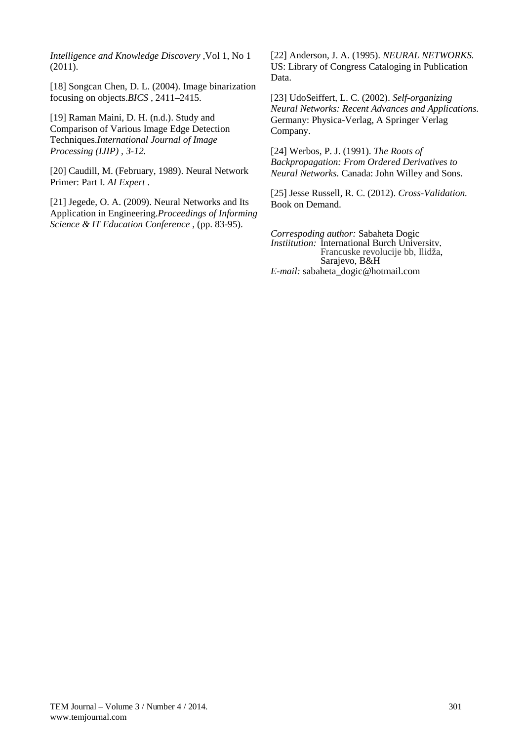*Intelligence and Knowledge Discovery* ,Vol 1, No 1 (2011).

[18] Songcan Chen, D. L. (2004). Image binarization focusing on objects.*BICS* , 2411–2415.

[19] Raman Maini, D. H. (n.d.). Study and Comparison of Various Image Edge Detection Techniques.*International Journal of Image Processing (IJIP) , 3-12.*

[20] Caudill, M. (February, 1989). Neural Network Primer: Part I. *AI Expert* .

[21] Jegede, O. A. (2009). Neural Networks and Its Application in Engineering.*Proceedings of Informing Science & IT Education Conference* , (pp. 83-95).

[22] Anderson, J. A. (1995). *NEURAL NETWORKS.* US: Library of Congress Cataloging in Publication Data.

[23] UdoSeiffert, L. C. (2002). *Self-organizing Neural Networks: Recent Advances and Applications.* Germany: Physica-Verlag, A Springer Verlag Company.

[24] Werbos, P. J. (1991). *The Roots of Backpropagation: From Ordered Derivatives to Neural Networks.* Canada: John Willey and Sons.

[25] Jesse Russell, R. C. (2012). *Cross-Validation.* Book on Demand.

*Correspoding author:* Sabaheta Dogic
*Instiitution:* International Burch University, Francuske revolucije bb, Ilidža, Sarajevo, B&H
*E-mail:* sabaheta_dogic@hotmail.com